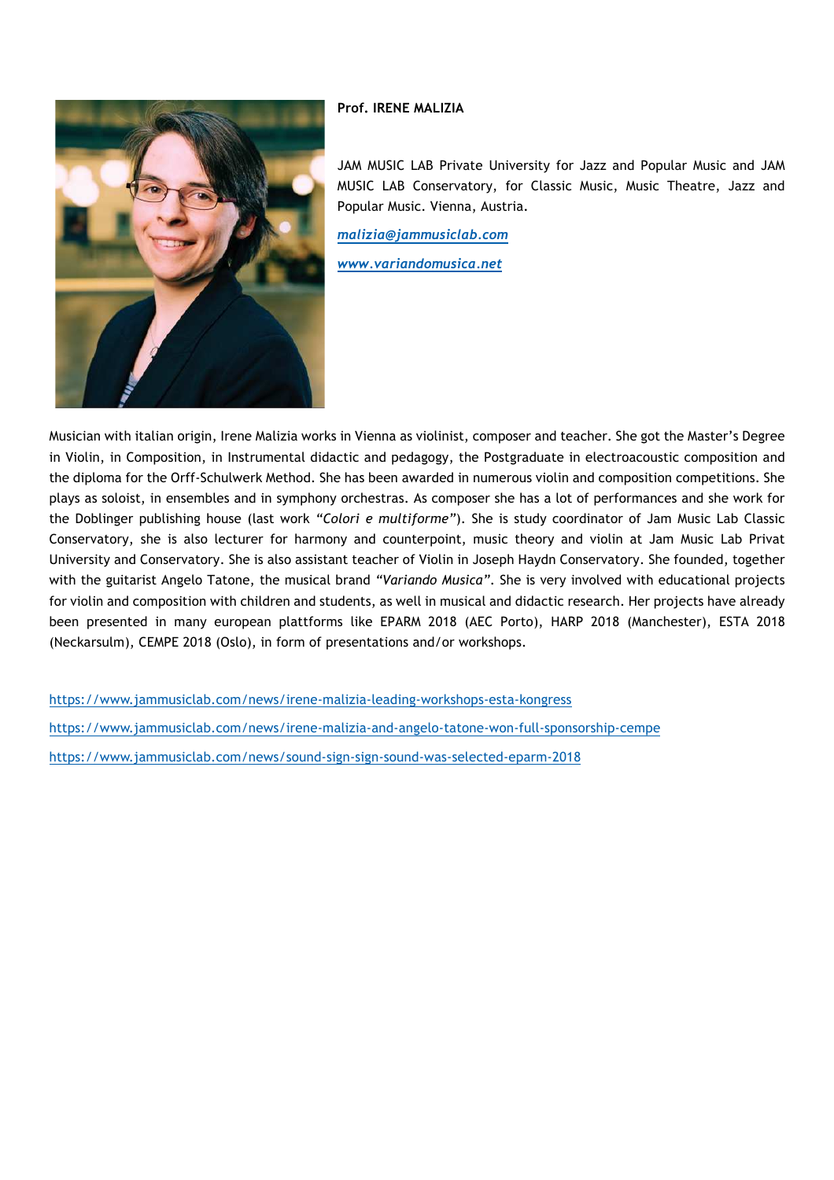**Prof. IRENE MALIZIA**

JAM MUSIC LAB Private University for Jazz and Popular Music and JAM MUSIC LAB Conservatory, for Classic Music, Music Theatre, Jazz and Popular Music. Vienna, Austria.

*malizia@jammusiclab.com*

*www.variandomusica.net*

Musician with italian origin, Irene Malizia works in Vienna as violinist, composer and teacher. She got the Master's Degree in Violin, in Composition, in Instrumental didactic and pedagogy, the Postgraduate in electroacoustic composition and the diploma for the Orff-Schulwerk Method. She has been awarded in numerous violin and composition competitions. She plays as soloist, in ensembles and in symphony orchestras. As composer she has a lot of performances and she work for the Doblinger publishing house (last work *"Colori e multiforme"*). She is study coordinator of Jam Music Lab Classic Conservatory, she is also lecturer for harmony and counterpoint, music theory and violin at Jam Music Lab Privat University and Conservatory. She is also assistant teacher of Violin in Joseph Haydn Conservatory. She founded, together with the guitarist Angelo Tatone, the musical brand *"Variando Musica"*. She is very involved with educational projects for violin and composition with children and students, as well in musical and didactic research. Her projects have already been presented in many european plattforms like EPARM 2018 (AEC Porto), HARP 2018 (Manchester), ESTA 2018 (Neckarsulm), CEMPE 2018 (Oslo), in form of presentations and/or workshops.

https://www.jammusiclab.com/news/irene-malizia-leading-workshops-esta-kongress

https://www.jammusiclab.com/news/irene-malizia-and-angelo-tatone-won-full-sponsorship-cempe

https://www.jammusiclab.com/news/sound-sign-sign-sound-was-selected-eparm-2018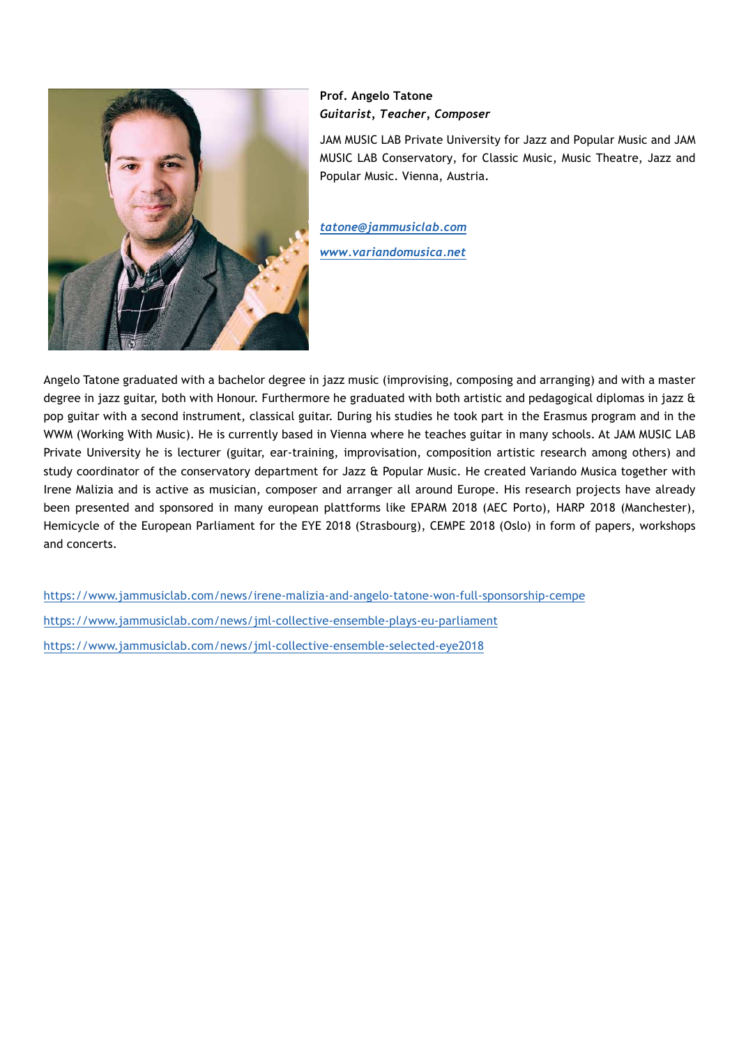**Prof. Angelo Tatone**
***Guitarist, Teacher, Composer***

JAM MUSIC LAB Private University for Jazz and Popular Music and JAM MUSIC LAB Conservatory, for Classic Music, Music Theatre, Jazz and Popular Music. Vienna, Austria.

*tatone@jammusiclab.com*

*www.variandomusica.net*

Angelo Tatone graduated with a bachelor degree in jazz music (improvising, composing and arranging) and with a master degree in jazz guitar, both with Honour. Furthermore he graduated with both artistic and pedagogical diplomas in jazz & pop guitar with a second instrument, classical guitar. During his studies he took part in the Erasmus program and in the WWM (Working With Music). He is currently based in Vienna where he teaches guitar in many schools. At JAM MUSIC LAB Private University he is lecturer (guitar, ear-training, improvisation, composition artistic research among others) and study coordinator of the conservatory department for Jazz & Popular Music. He created Variando Musica together with Irene Malizia and is active as musician, composer and arranger all around Europe. His research projects have already been presented and sponsored in many european plattforms like EPARM 2018 (AEC Porto), HARP 2018 (Manchester), Hemicycle of the European Parliament for the EYE 2018 (Strasbourg), CEMPE 2018 (Oslo) in form of papers, workshops and concerts.

https://www.jammusiclab.com/news/irene-malizia-and-angelo-tatone-won-full-sponsorship-cempe

https://www.jammusiclab.com/news/jml-collective-ensemble-plays-eu-parliament

https://www.jammusiclab.com/news/jml-collective-ensemble-selected-eye2018